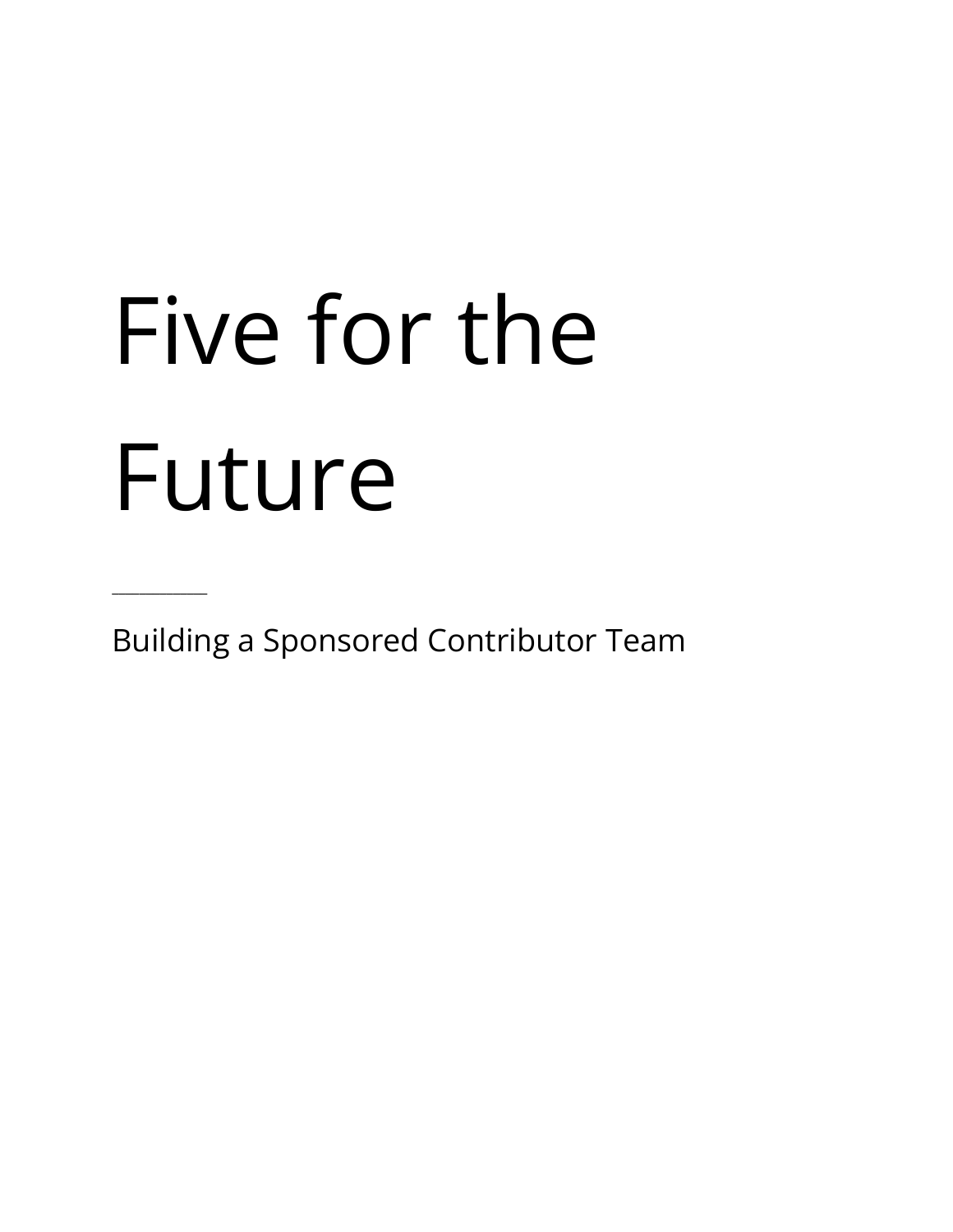# Five for the Future

---

Building a Sponsored Contributor Team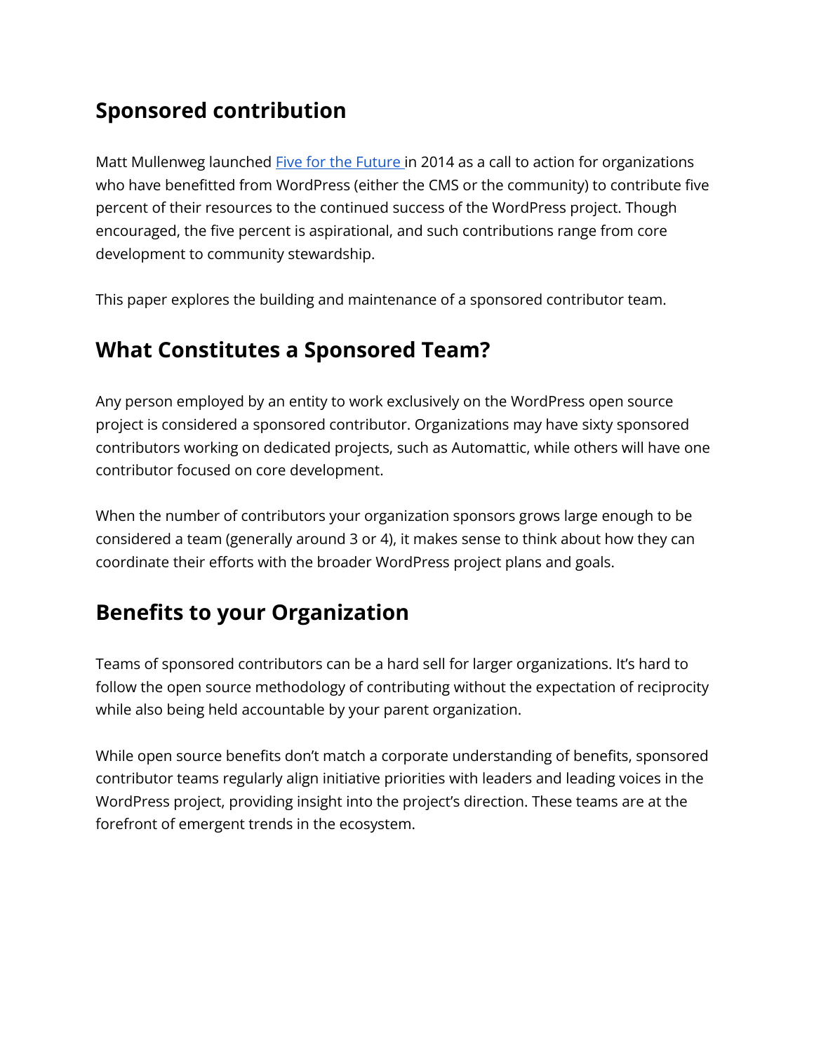## Sponsored contribution

Matt Mullenweg launched [Five for the Future](#) in 2014 as a call to action for organizations who have benefitted from WordPress (either the CMS or the community) to contribute five percent of their resources to the continued success of the WordPress project. Though encouraged, the five percent is aspirational, and such contributions range from core development to community stewardship.

This paper explores the building and maintenance of a sponsored contributor team.

## What Constitutes a Sponsored Team?

Any person employed by an entity to work exclusively on the WordPress open source project is considered a sponsored contributor. Organizations may have sixty sponsored contributors working on dedicated projects, such as Automattic, while others will have one contributor focused on core development.

When the number of contributors your organization sponsors grows large enough to be considered a team (generally around 3 or 4), it makes sense to think about how they can coordinate their efforts with the broader WordPress project plans and goals.

## Benefits to your Organization

Teams of sponsored contributors can be a hard sell for larger organizations. It's hard to follow the open source methodology of contributing without the expectation of reciprocity while also being held accountable by your parent organization.

While open source benefits don't match a corporate understanding of benefits, sponsored contributor teams regularly align initiative priorities with leaders and leading voices in the WordPress project, providing insight into the project's direction. These teams are at the forefront of emergent trends in the ecosystem.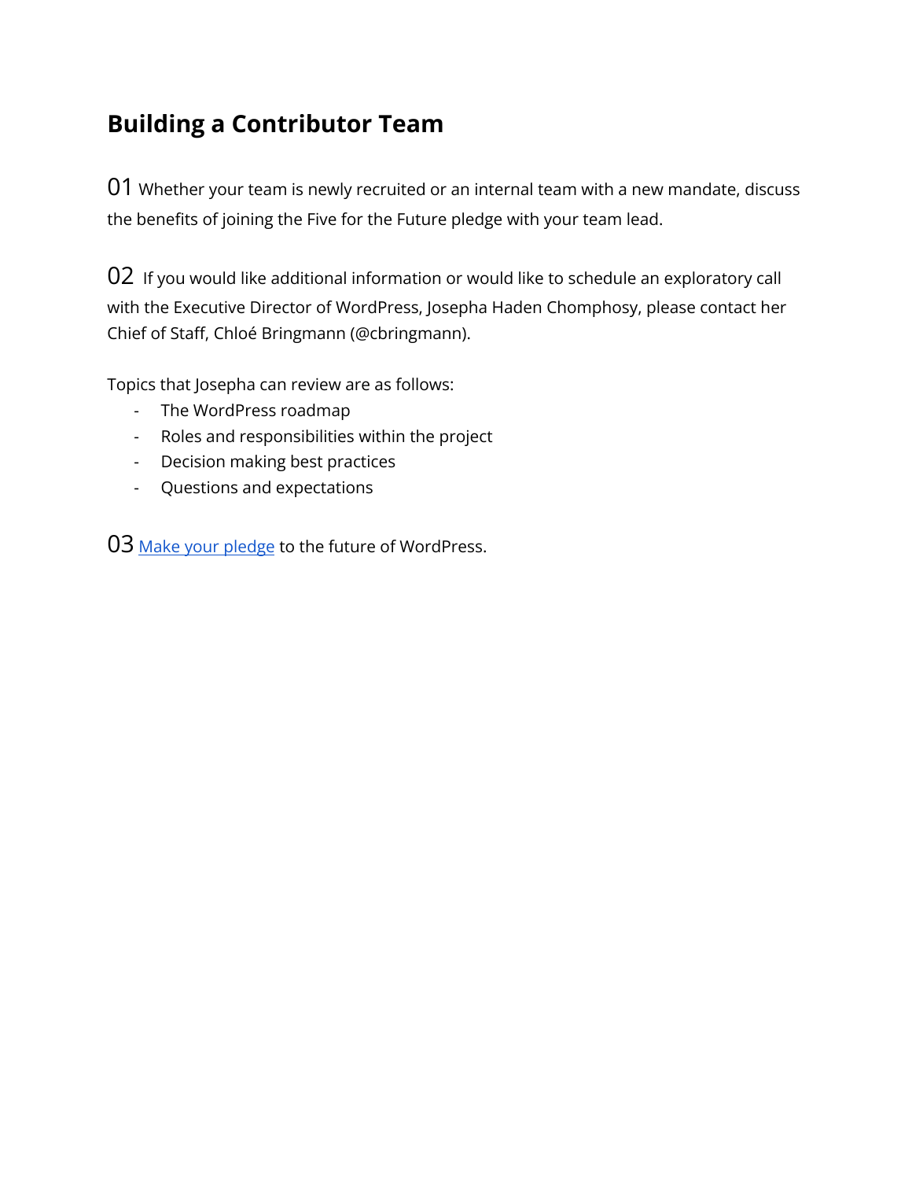## Building a Contributor Team

01 Whether your team is newly recruited or an internal team with a new mandate, discuss the benefits of joining the Five for the Future pledge with your team lead.

02 If you would like additional information or would like to schedule an exploratory call with the Executive Director of WordPress, Josepha Haden Chomphosy, please contact her Chief of Staff, Chloé Bringmann (@cbringmann).

Topics that Josepha can review are as follows:

- The WordPress roadmap
- Roles and responsibilities within the project
- Decision making best practices
- Questions and expectations

03 Make your pledge to the future of WordPress.